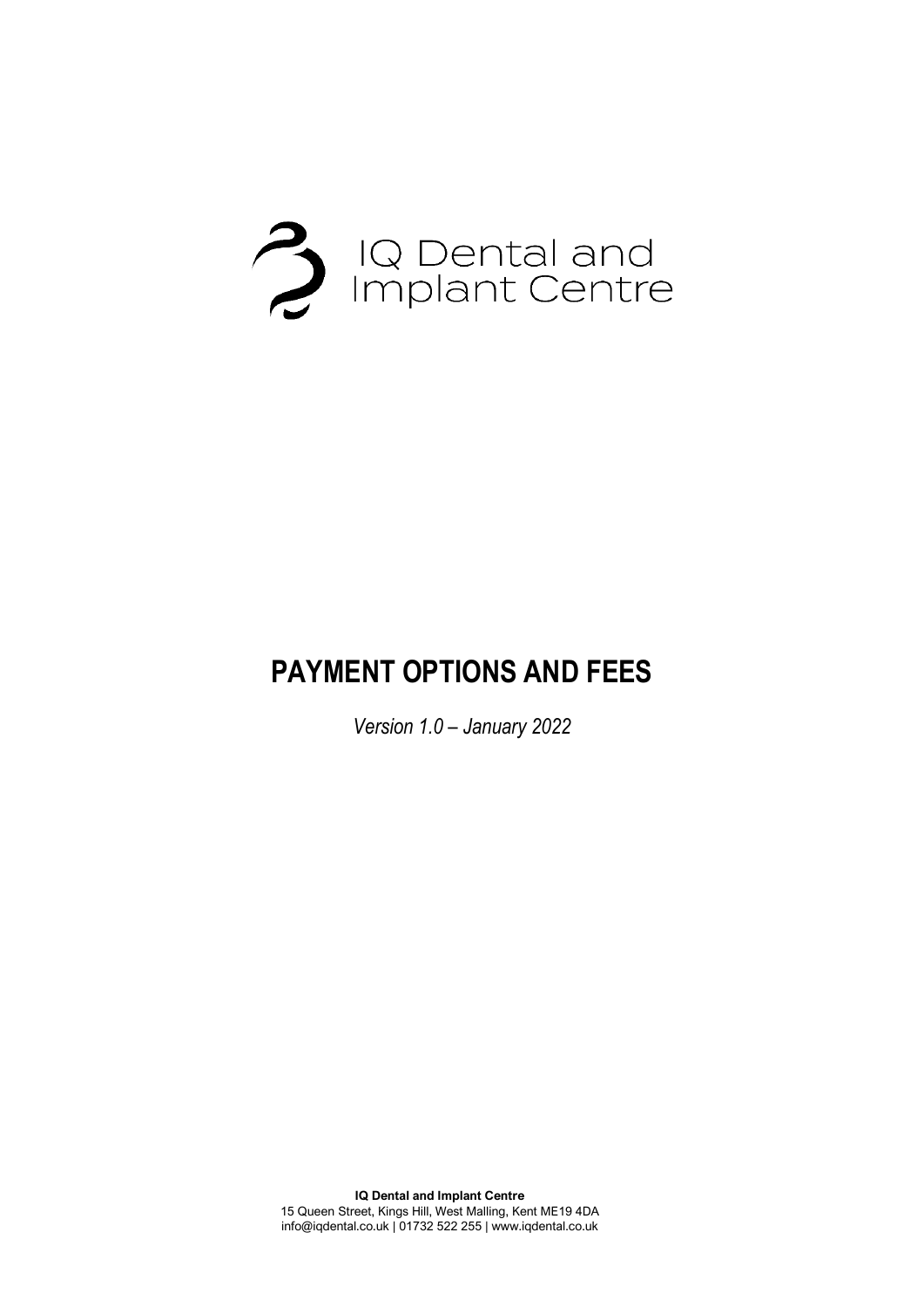IQ Dental and Implant Centre

# PAYMENT OPTIONS AND FEES

*Version 1.0 – January 2022*

**IQ Dental and Implant Centre**
15 Queen Street, Kings Hill, West Malling, Kent ME19 4DA
info@iqdental.co.uk | 01732 522 255 | www.iqdental.co.uk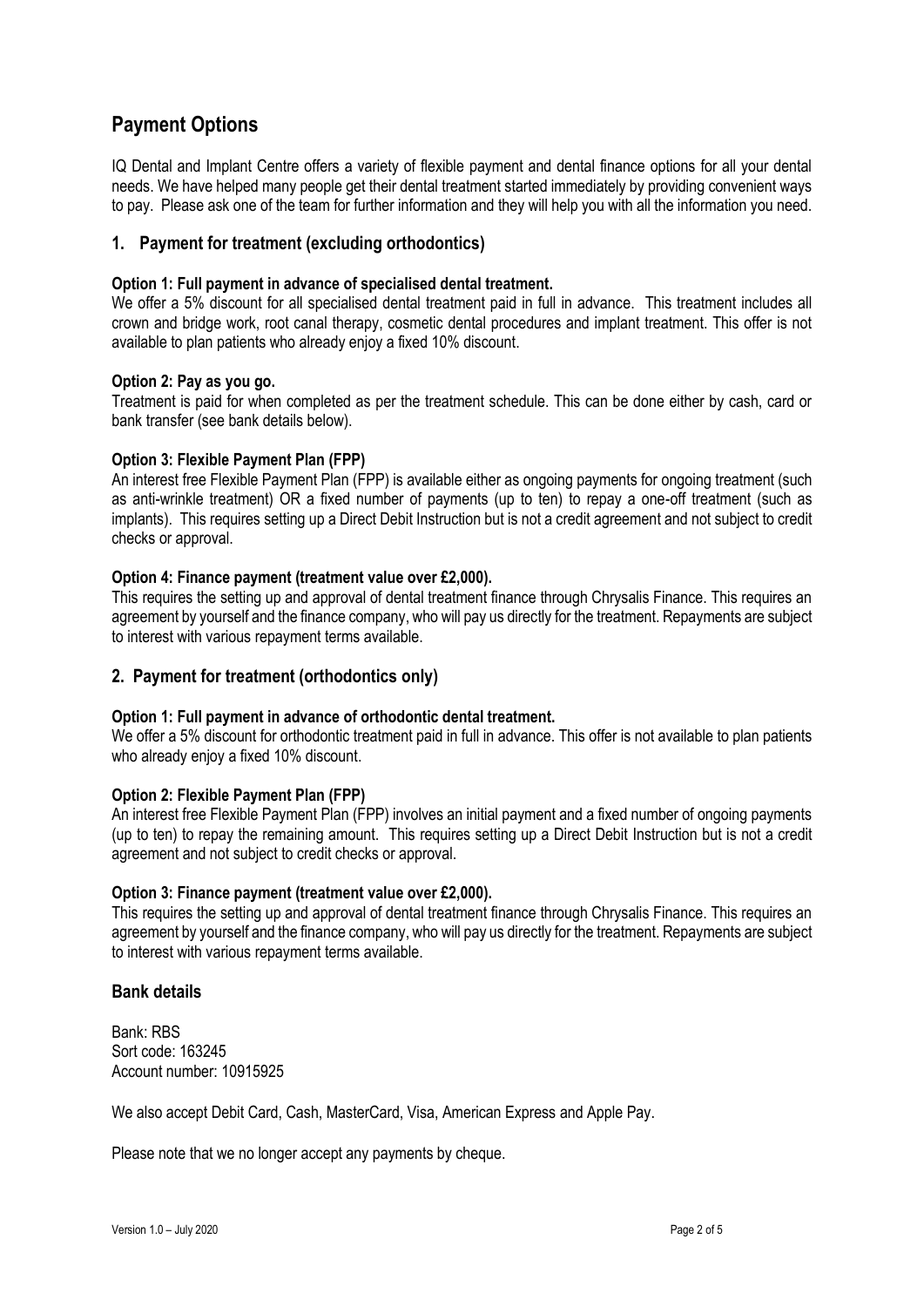# Payment Options

IQ Dental and Implant Centre offers a variety of flexible payment and dental finance options for all your dental needs. We have helped many people get their dental treatment started immediately by providing convenient ways to pay. Please ask one of the team for further information and they will help you with all the information you need.

## 1. Payment for treatment (excluding orthodontics)

**Option 1: Full payment in advance of specialised dental treatment.**

We offer a 5% discount for all specialised dental treatment paid in full in advance. This treatment includes all crown and bridge work, root canal therapy, cosmetic dental procedures and implant treatment. This offer is not available to plan patients who already enjoy a fixed 10% discount.

**Option 2: Pay as you go.**

Treatment is paid for when completed as per the treatment schedule. This can be done either by cash, card or bank transfer (see bank details below).

**Option 3: Flexible Payment Plan (FPP)**

An interest free Flexible Payment Plan (FPP) is available either as ongoing payments for ongoing treatment (such as anti-wrinkle treatment) OR a fixed number of payments (up to ten) to repay a one-off treatment (such as implants). This requires setting up a Direct Debit Instruction but is not a credit agreement and not subject to credit checks or approval.

**Option 4: Finance payment (treatment value over £2,000).**

This requires the setting up and approval of dental treatment finance through Chrysalis Finance. This requires an agreement by yourself and the finance company, who will pay us directly for the treatment. Repayments are subject to interest with various repayment terms available.

## 2. Payment for treatment (orthodontics only)

**Option 1: Full payment in advance of orthodontic dental treatment.**

We offer a 5% discount for orthodontic treatment paid in full in advance. This offer is not available to plan patients who already enjoy a fixed 10% discount.

**Option 2: Flexible Payment Plan (FPP)**

An interest free Flexible Payment Plan (FPP) involves an initial payment and a fixed number of ongoing payments (up to ten) to repay the remaining amount. This requires setting up a Direct Debit Instruction but is not a credit agreement and not subject to credit checks or approval.

**Option 3: Finance payment (treatment value over £2,000).**

This requires the setting up and approval of dental treatment finance through Chrysalis Finance. This requires an agreement by yourself and the finance company, who will pay us directly for the treatment. Repayments are subject to interest with various repayment terms available.

## Bank details

Bank: RBS
Sort code: 163245
Account number: 10915925

We also accept Debit Card, Cash, MasterCard, Visa, American Express and Apple Pay.

Please note that we no longer accept any payments by cheque.

Version 1.0 – July 2020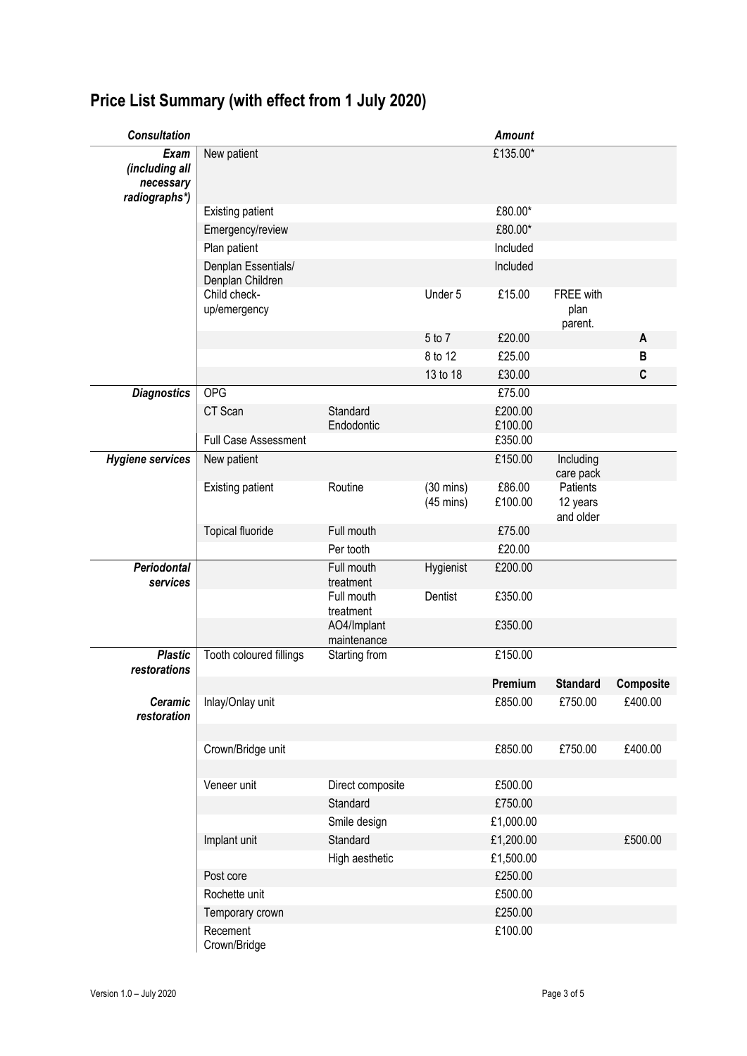## Price List Summary (with effect from 1 July 2020)

| *Consultation* | | | | *Amount* | | |
|---|---|---|---|---|---|---|
| *Exam (including all necessary radiographs\*)* | New patient | | | £135.00* | | |
| | Existing patient | | | £80.00* | | |
| | Emergency/review | | | £80.00* | | |
| | Plan patient | | | Included | | |
| | Denplan Essentials/ Denplan Children | | | Included | | |
| | Child check-up/emergency | | Under 5 | £15.00 | FREE with plan parent. | |
| | | | 5 to 7 | £20.00 | | A |
| | | | 8 to 12 | £25.00 | | B |
| | | | 13 to 18 | £30.00 | | C |
| *Diagnostics* | OPG | | | £75.00 | | |
| | CT Scan | Standard | | £200.00 | | |
| | | Endodontic | | £100.00 | | |
| | Full Case Assessment | | | £350.00 | | |
| *Hygiene services* | New patient | | | £150.00 | Including care pack | |
| | Existing patient | Routine | (30 mins) | £86.00 | Patients 12 years and older | |
| | | | (45 mins) | £100.00 | | |
| | Topical fluoride | Full mouth | | £75.00 | | |
| | | Per tooth | | £20.00 | | |
| *Periodontal services* | | Full mouth treatment | Hygienist | £200.00 | | |
| | | Full mouth treatment | Dentist | £350.00 | | |
| | | AO4/Implant maintenance | | £350.00 | | |
| *Plastic restorations* | Tooth coloured fillings | Starting from | | £150.00 | | |
| | | | | **Premium** | **Standard** | **Composite** |
| *Ceramic restoration* | Inlay/Onlay unit | | | £850.00 | £750.00 | £400.00 |
| | Crown/Bridge unit | | | £850.00 | £750.00 | £400.00 |
| | Veneer unit | Direct composite | | £500.00 | | |
| | | Standard | | £750.00 | | |
| | | Smile design | | £1,000.00 | | |
| | Implant unit | Standard | | £1,200.00 | | £500.00 |
| | | High aesthetic | | £1,500.00 | | |
| | Post core | | | £250.00 | | |
| | Rochette unit | | | £500.00 | | |
| | Temporary crown | | | £250.00 | | |
| | Recement Crown/Bridge | | | £100.00 | | |

Version 1.0 – July 2020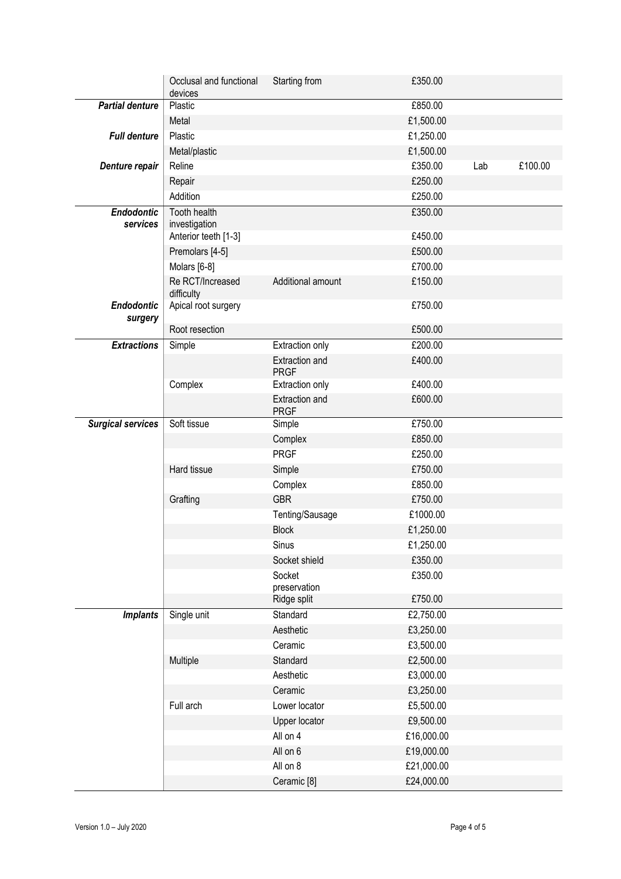| | | | | | |
|---|---|---|---|---|---|
| | Occlusal and functional devices | Starting from | £350.00 | | |
| ***Partial denture*** | Plastic | | £850.00 | | |
| | Metal | | £1,500.00 | | |
| ***Full denture*** | Plastic | | £1,250.00 | | |
| | Metal/plastic | | £1,500.00 | | |
| ***Denture repair*** | Reline | | £350.00 | Lab | £100.00 |
| | Repair | | £250.00 | | |
| | Addition | | £250.00 | | |
| ***Endodontic services*** | Tooth health investigation | | £350.00 | | |
| | Anterior teeth [1-3] | | £450.00 | | |
| | Premolars [4-5] | | £500.00 | | |
| | Molars [6-8] | | £700.00 | | |
| | Re RCT/Increased difficulty | Additional amount | £150.00 | | |
| ***Endodontic surgery*** | Apical root surgery | | £750.00 | | |
| | Root resection | | £500.00 | | |
| ***Extractions*** | Simple | Extraction only | £200.00 | | |
| | | Extraction and PRGF | £400.00 | | |
| | Complex | Extraction only | £400.00 | | |
| | | Extraction and PRGF | £600.00 | | |
| ***Surgical services*** | Soft tissue | Simple | £750.00 | | |
| | | Complex | £850.00 | | |
| | | PRGF | £250.00 | | |
| | Hard tissue | Simple | £750.00 | | |
| | | Complex | £850.00 | | |
| | Grafting | GBR | £750.00 | | |
| | | Tenting/Sausage | £1000.00 | | |
| | | Block | £1,250.00 | | |
| | | Sinus | £1,250.00 | | |
| | | Socket shield | £350.00 | | |
| | | Socket preservation | £350.00 | | |
| | | Ridge split | £750.00 | | |
| ***Implants*** | Single unit | Standard | £2,750.00 | | |
| | | Aesthetic | £3,250.00 | | |
| | | Ceramic | £3,500.00 | | |
| | Multiple | Standard | £2,500.00 | | |
| | | Aesthetic | £3,000.00 | | |
| | | Ceramic | £3,250.00 | | |
| | Full arch | Lower locator | £5,500.00 | | |
| | | Upper locator | £9,500.00 | | |
| | | All on 4 | £16,000.00 | | |
| | | All on 6 | £19,000.00 | | |
| | | All on 8 | £21,000.00 | | |
| | | Ceramic [8] | £24,000.00 | | |

Version 1.0 – July 2020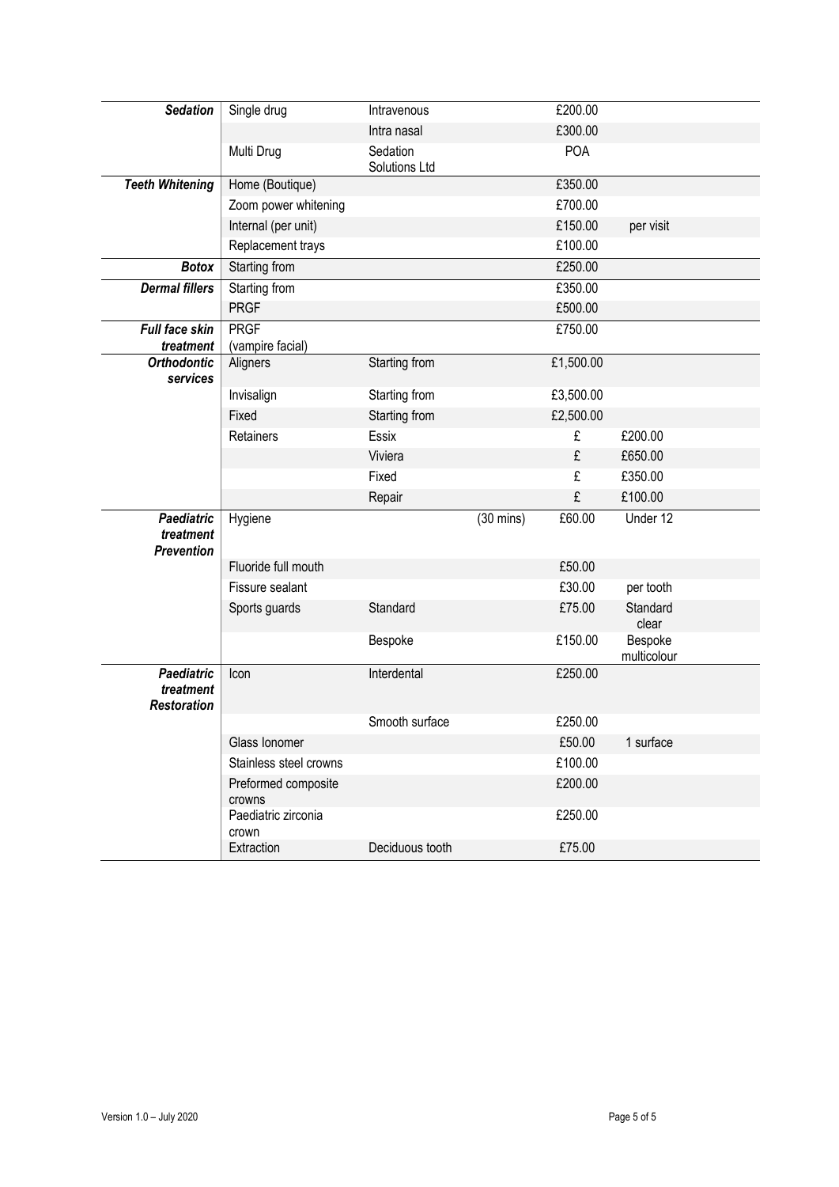| | | | | | |
|---|---|---|---|---|---|
| ***Sedation*** | Single drug | Intravenous | | £200.00 | |
| | | Intra nasal | | £300.00 | |
| | Multi Drug | Sedation Solutions Ltd | | POA | |
| ***Teeth Whitening*** | Home (Boutique) | | | £350.00 | |
| | Zoom power whitening | | | £700.00 | |
| | Internal (per unit) | | | £150.00 | per visit |
| | Replacement trays | | | £100.00 | |
| ***Botox*** | Starting from | | | £250.00 | |
| ***Dermal fillers*** | Starting from | | | £350.00 | |
| | PRGF | | | £500.00 | |
| ***Full face skin treatment*** | PRGF (vampire facial) | | | £750.00 | |
| ***Orthodontic services*** | Aligners | Starting from | | £1,500.00 | |
| | Invisalign | Starting from | | £3,500.00 | |
| | Fixed | Starting from | | £2,500.00 | |
| | Retainers | Essix | | £ | £200.00 |
| | | Viviera | | £ | £650.00 |
| | | Fixed | | £ | £350.00 |
| | | Repair | | £ | £100.00 |
| ***Paediatric treatment Prevention*** | Hygiene | | (30 mins) | £60.00 | Under 12 |
| | Fluoride full mouth | | | £50.00 | |
| | Fissure sealant | | | £30.00 | per tooth |
| | Sports guards | Standard | | £75.00 | Standard clear |
| | | Bespoke | | £150.00 | Bespoke multicolour |
| ***Paediatric treatment Restoration*** | Icon | Interdental | | £250.00 | |
| | | Smooth surface | | £250.00 | |
| | Glass Ionomer | | | £50.00 | 1 surface |
| | Stainless steel crowns | | | £100.00 | |
| | Preformed composite crowns | | | £200.00 | |
| | Paediatric zirconia crown | | | £250.00 | |
| | Extraction | Deciduous tooth | | £75.00 | |

Version 1.0 – July 2020